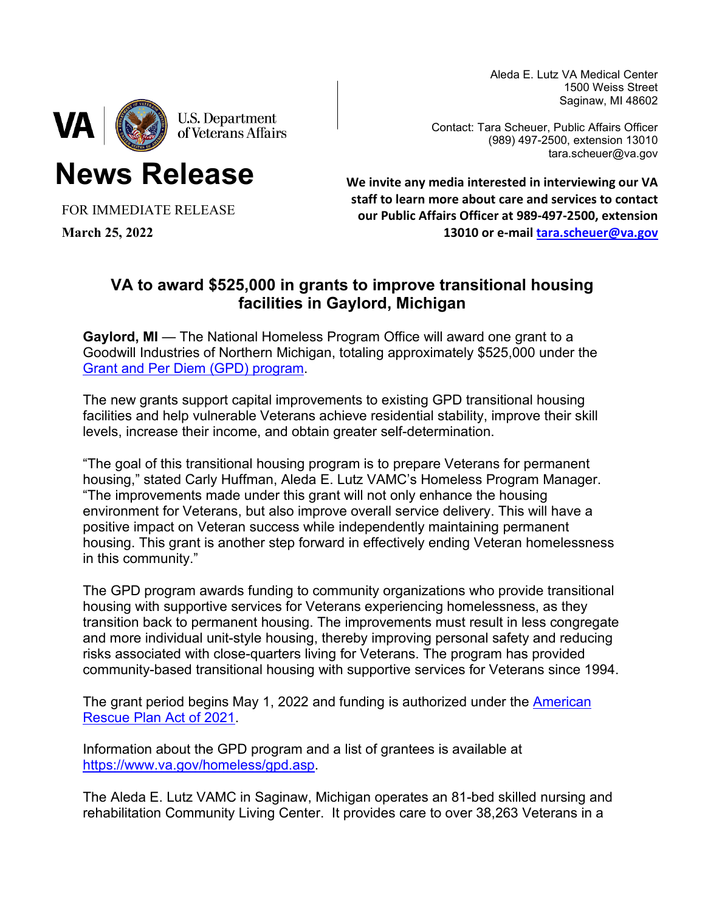Aleda E. Lutz VA Medical Center
1500 Weiss Street
Saginaw, MI 48602

Contact: Tara Scheuer, Public Affairs Officer
(989) 497-2500, extension 13010
tara.scheuer@va.gov

VA | U.S. Department of Veterans Affairs

# News Release

FOR IMMEDIATE RELEASE
**March 25, 2022**

**We invite any media interested in interviewing our VA staff to learn more about care and services to contact our Public Affairs Officer at 989-497-2500, extension 13010 or e-mail [tara.scheuer@va.gov](mailto:tara.scheuer@va.gov)**

## VA to award $525,000 in grants to improve transitional housing facilities in Gaylord, Michigan

**Gaylord, MI** — The National Homeless Program Office will award one grant to a Goodwill Industries of Northern Michigan, totaling approximately $525,000 under the [Grant and Per Diem (GPD) program](https://www.va.gov/homeless/gpd.asp).

The new grants support capital improvements to existing GPD transitional housing facilities and help vulnerable Veterans achieve residential stability, improve their skill levels, increase their income, and obtain greater self-determination.

"The goal of this transitional housing program is to prepare Veterans for permanent housing," stated Carly Huffman, Aleda E. Lutz VAMC's Homeless Program Manager. "The improvements made under this grant will not only enhance the housing environment for Veterans, but also improve overall service delivery. This will have a positive impact on Veteran success while independently maintaining permanent housing. This grant is another step forward in effectively ending Veteran homelessness in this community."

The GPD program awards funding to community organizations who provide transitional housing with supportive services for Veterans experiencing homelessness, as they transition back to permanent housing. The improvements must result in less congregate and more individual unit-style housing, thereby improving personal safety and reducing risks associated with close-quarters living for Veterans. The program has provided community-based transitional housing with supportive services for Veterans since 1994.

The grant period begins May 1, 2022 and funding is authorized under the American Rescue Plan Act of 2021.

Information about the GPD program and a list of grantees is available at [https://www.va.gov/homeless/gpd.asp](https://www.va.gov/homeless/gpd.asp).

The Aleda E. Lutz VAMC in Saginaw, Michigan operates an 81-bed skilled nursing and rehabilitation Community Living Center. It provides care to over 38,263 Veterans in a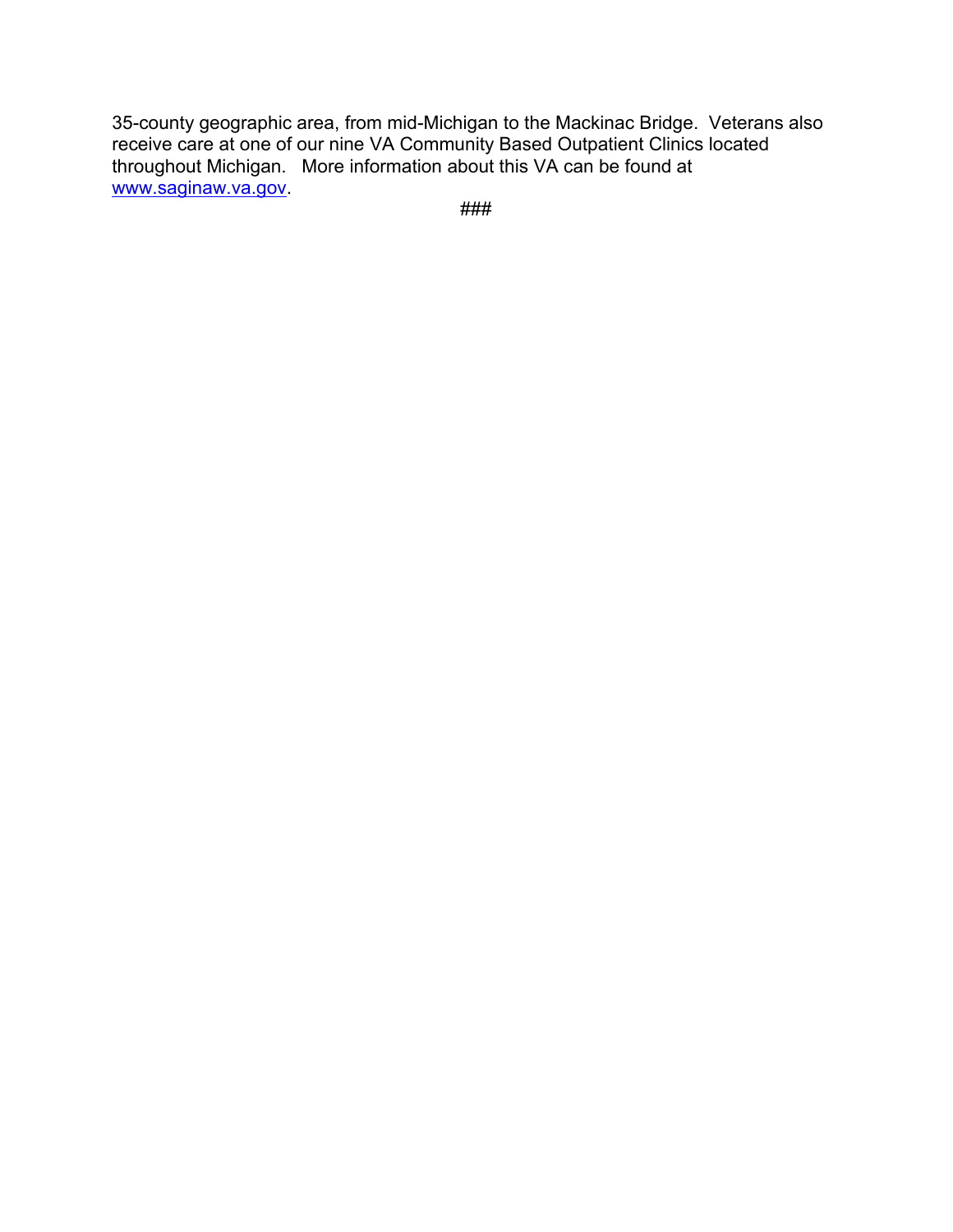35-county geographic area, from mid-Michigan to the Mackinac Bridge. Veterans also receive care at one of our nine VA Community Based Outpatient Clinics located throughout Michigan. More information about this VA can be found at [www.saginaw.va.gov](http://www.saginaw.va.gov).

###